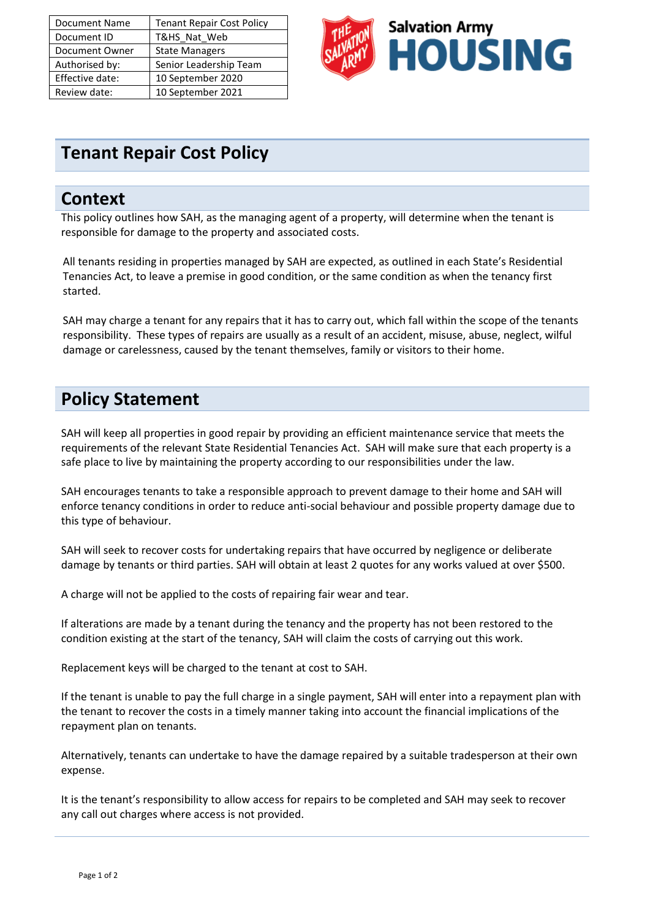| Document Name | Tenant Repair Cost Policy |
| --- | --- |
| Document ID | T&HS_Nat_Web |
| Document Owner | State Managers |
| Authorised by: | Senior Leadership Team |
| Effective date: | 10 September 2020 |
| Review date: | 10 September 2021 |

Salvation Army HOUSING

# Tenant Repair Cost Policy

## Context

This policy outlines how SAH, as the managing agent of a property, will determine when the tenant is responsible for damage to the property and associated costs.

All tenants residing in properties managed by SAH are expected, as outlined in each State's Residential Tenancies Act, to leave a premise in good condition, or the same condition as when the tenancy first started.

SAH may charge a tenant for any repairs that it has to carry out, which fall within the scope of the tenants responsibility. These types of repairs are usually as a result of an accident, misuse, abuse, neglect, wilful damage or carelessness, caused by the tenant themselves, family or visitors to their home.

## Policy Statement

SAH will keep all properties in good repair by providing an efficient maintenance service that meets the requirements of the relevant State Residential Tenancies Act. SAH will make sure that each property is a safe place to live by maintaining the property according to our responsibilities under the law.

SAH encourages tenants to take a responsible approach to prevent damage to their home and SAH will enforce tenancy conditions in order to reduce anti-social behaviour and possible property damage due to this type of behaviour.

SAH will seek to recover costs for undertaking repairs that have occurred by negligence or deliberate damage by tenants or third parties. SAH will obtain at least 2 quotes for any works valued at over $500.

A charge will not be applied to the costs of repairing fair wear and tear.

If alterations are made by a tenant during the tenancy and the property has not been restored to the condition existing at the start of the tenancy, SAH will claim the costs of carrying out this work.

Replacement keys will be charged to the tenant at cost to SAH.

If the tenant is unable to pay the full charge in a single payment, SAH will enter into a repayment plan with the tenant to recover the costs in a timely manner taking into account the financial implications of the repayment plan on tenants.

Alternatively, tenants can undertake to have the damage repaired by a suitable tradesperson at their own expense.

It is the tenant's responsibility to allow access for repairs to be completed and SAH may seek to recover any call out charges where access is not provided.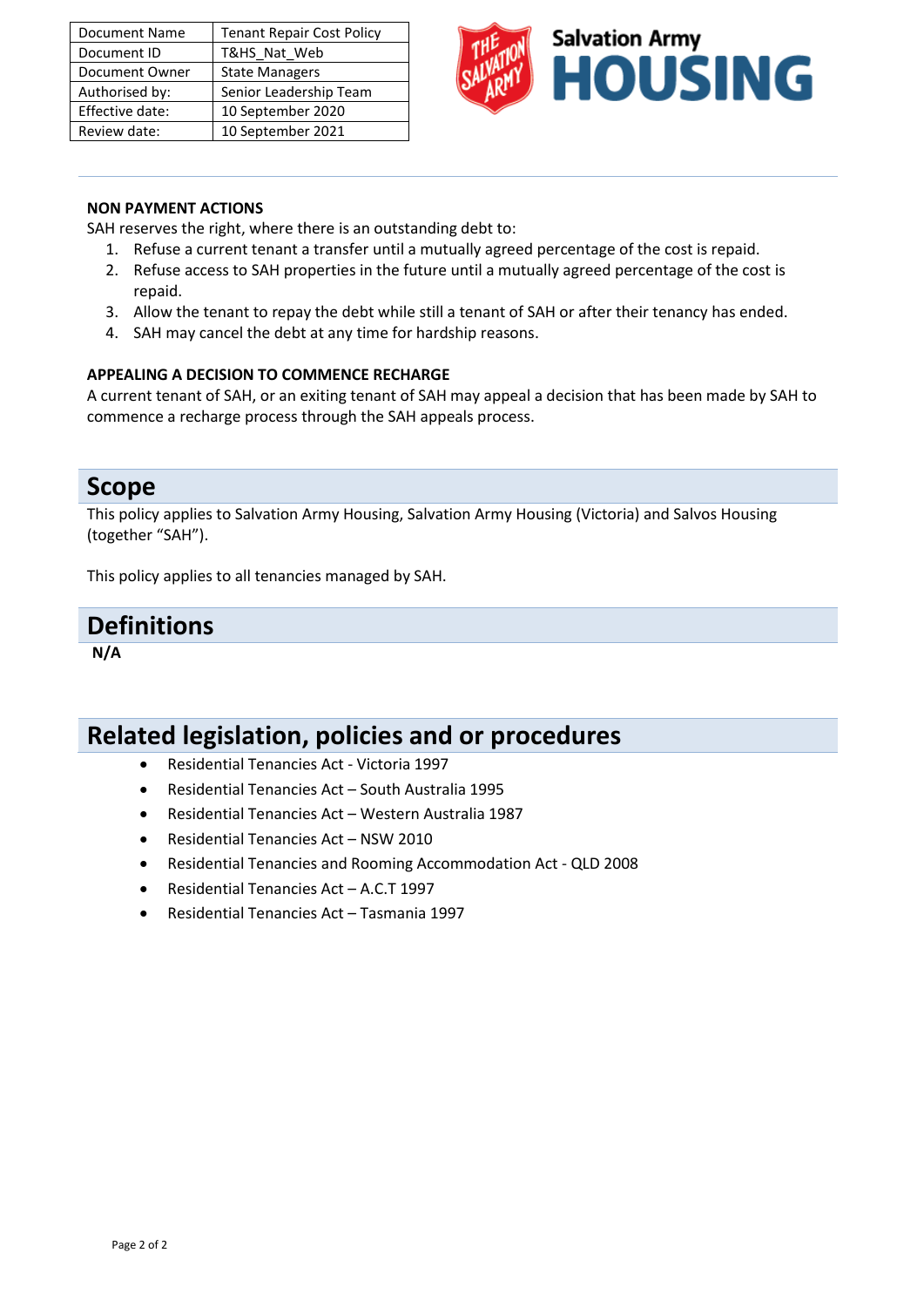| | |
|---|---|
| Document Name | Tenant Repair Cost Policy |
| Document ID | T&HS_Nat_Web |
| Document Owner | State Managers |
| Authorised by: | Senior Leadership Team |
| Effective date: | 10 September 2020 |
| Review date: | 10 September 2021 |

**NON PAYMENT ACTIONS**

SAH reserves the right, where there is an outstanding debt to:

1. Refuse a current tenant a transfer until a mutually agreed percentage of the cost is repaid.
2. Refuse access to SAH properties in the future until a mutually agreed percentage of the cost is repaid.
3. Allow the tenant to repay the debt while still a tenant of SAH or after their tenancy has ended.
4. SAH may cancel the debt at any time for hardship reasons.

**APPEALING A DECISION TO COMMENCE RECHARGE**

A current tenant of SAH, or an exiting tenant of SAH may appeal a decision that has been made by SAH to commence a recharge process through the SAH appeals process.

## Scope

This policy applies to Salvation Army Housing, Salvation Army Housing (Victoria) and Salvos Housing (together "SAH").

This policy applies to all tenancies managed by SAH.

## Definitions

**N/A**

## Related legislation, policies and or procedures

- Residential Tenancies Act - Victoria 1997
- Residential Tenancies Act – South Australia 1995
- Residential Tenancies Act – Western Australia 1987
- Residential Tenancies Act – NSW 2010
- Residential Tenancies and Rooming Accommodation Act - QLD 2008
- Residential Tenancies Act – A.C.T 1997
- Residential Tenancies Act – Tasmania 1997